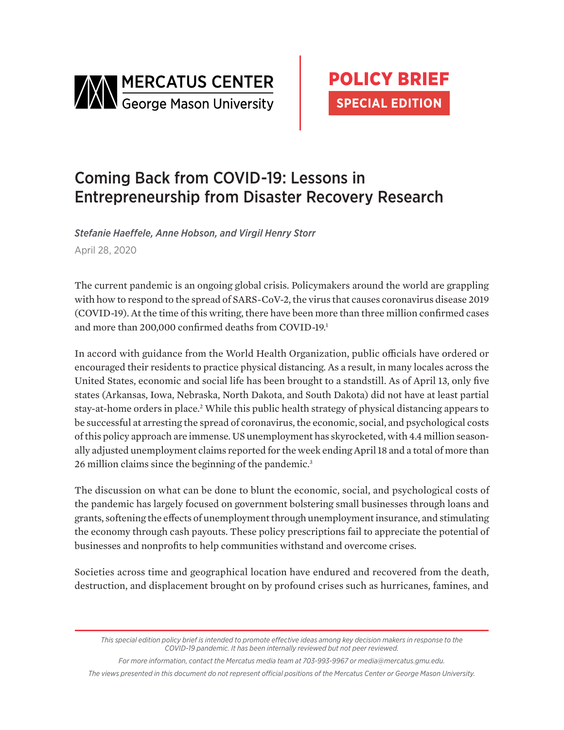MERCATUS CENTER
George Mason University

POLICY BRIEF
SPECIAL EDITION

# Coming Back from COVID-19: Lessons in Entrepreneurship from Disaster Recovery Research

*Stefanie Haeffele, Anne Hobson, and Virgil Henry Storr*

April 28, 2020

The current pandemic is an ongoing global crisis. Policymakers around the world are grappling with how to respond to the spread of SARS-CoV-2, the virus that causes coronavirus disease 2019 (COVID-19). At the time of this writing, there have been more than three million confirmed cases and more than 200,000 confirmed deaths from COVID-19.[1]

In accord with guidance from the World Health Organization, public officials have ordered or encouraged their residents to practice physical distancing. As a result, in many locales across the United States, economic and social life has been brought to a standstill. As of April 13, only five states (Arkansas, Iowa, Nebraska, North Dakota, and South Dakota) did not have at least partial stay-at-home orders in place.[2] While this public health strategy of physical distancing appears to be successful at arresting the spread of coronavirus, the economic, social, and psychological costs of this policy approach are immense. US unemployment has skyrocketed, with 4.4 million seasonally adjusted unemployment claims reported for the week ending April 18 and a total of more than 26 million claims since the beginning of the pandemic.[3]

The discussion on what can be done to blunt the economic, social, and psychological costs of the pandemic has largely focused on government bolstering small businesses through loans and grants, softening the effects of unemployment through unemployment insurance, and stimulating the economy through cash payouts. These policy prescriptions fail to appreciate the potential of businesses and nonprofits to help communities withstand and overcome crises.

Societies across time and geographical location have endured and recovered from the death, destruction, and displacement brought on by profound crises such as hurricanes, famines, and

*This special edition policy brief is intended to promote effective ideas among key decision makers in response to the COVID-19 pandemic. It has been internally reviewed but not peer reviewed.*

*For more information, contact the Mercatus media team at 703-993-9967 or media@mercatus.gmu.edu.*

*The views presented in this document do not represent official positions of the Mercatus Center or George Mason University.*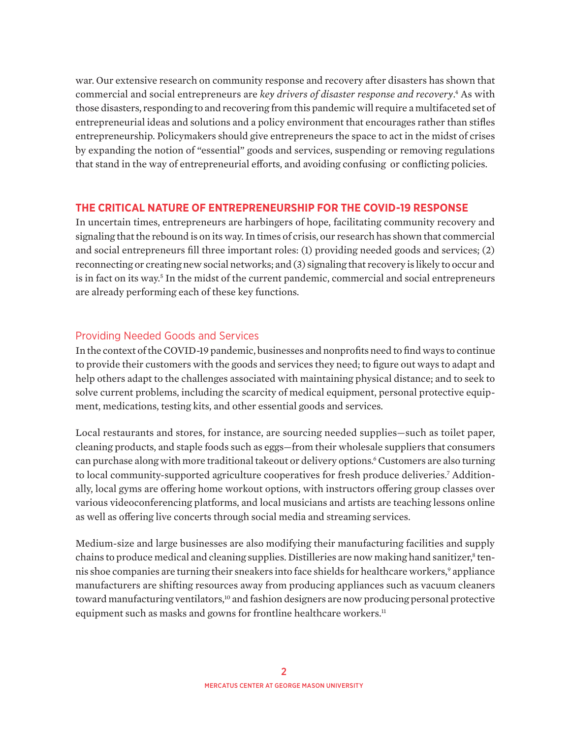war. Our extensive research on community response and recovery after disasters has shown that commercial and social entrepreneurs are *key drivers of disaster response and recovery*.[4] As with those disasters, responding to and recovering from this pandemic will require a multifaceted set of entrepreneurial ideas and solutions and a policy environment that encourages rather than stifles entrepreneurship. Policymakers should give entrepreneurs the space to act in the midst of crises by expanding the notion of "essential" goods and services, suspending or removing regulations that stand in the way of entrepreneurial efforts, and avoiding confusing or conflicting policies.

## THE CRITICAL NATURE OF ENTREPRENEURSHIP FOR THE COVID-19 RESPONSE

In uncertain times, entrepreneurs are harbingers of hope, facilitating community recovery and signaling that the rebound is on its way. In times of crisis, our research has shown that commercial and social entrepreneurs fill three important roles: (1) providing needed goods and services; (2) reconnecting or creating new social networks; and (3) signaling that recovery is likely to occur and is in fact on its way.[5] In the midst of the current pandemic, commercial and social entrepreneurs are already performing each of these key functions.

### Providing Needed Goods and Services

In the context of the COVID-19 pandemic, businesses and nonprofits need to find ways to continue to provide their customers with the goods and services they need; to figure out ways to adapt and help others adapt to the challenges associated with maintaining physical distance; and to seek to solve current problems, including the scarcity of medical equipment, personal protective equipment, medications, testing kits, and other essential goods and services.

Local restaurants and stores, for instance, are sourcing needed supplies—such as toilet paper, cleaning products, and staple foods such as eggs—from their wholesale suppliers that consumers can purchase along with more traditional takeout or delivery options.[6] Customers are also turning to local community-supported agriculture cooperatives for fresh produce deliveries.[7] Additionally, local gyms are offering home workout options, with instructors offering group classes over various videoconferencing platforms, and local musicians and artists are teaching lessons online as well as offering live concerts through social media and streaming services.

Medium-size and large businesses are also modifying their manufacturing facilities and supply chains to produce medical and cleaning supplies. Distilleries are now making hand sanitizer,[8] tennis shoe companies are turning their sneakers into face shields for healthcare workers,[9] appliance manufacturers are shifting resources away from producing appliances such as vacuum cleaners toward manufacturing ventilators,[10] and fashion designers are now producing personal protective equipment such as masks and gowns for frontline healthcare workers.[11]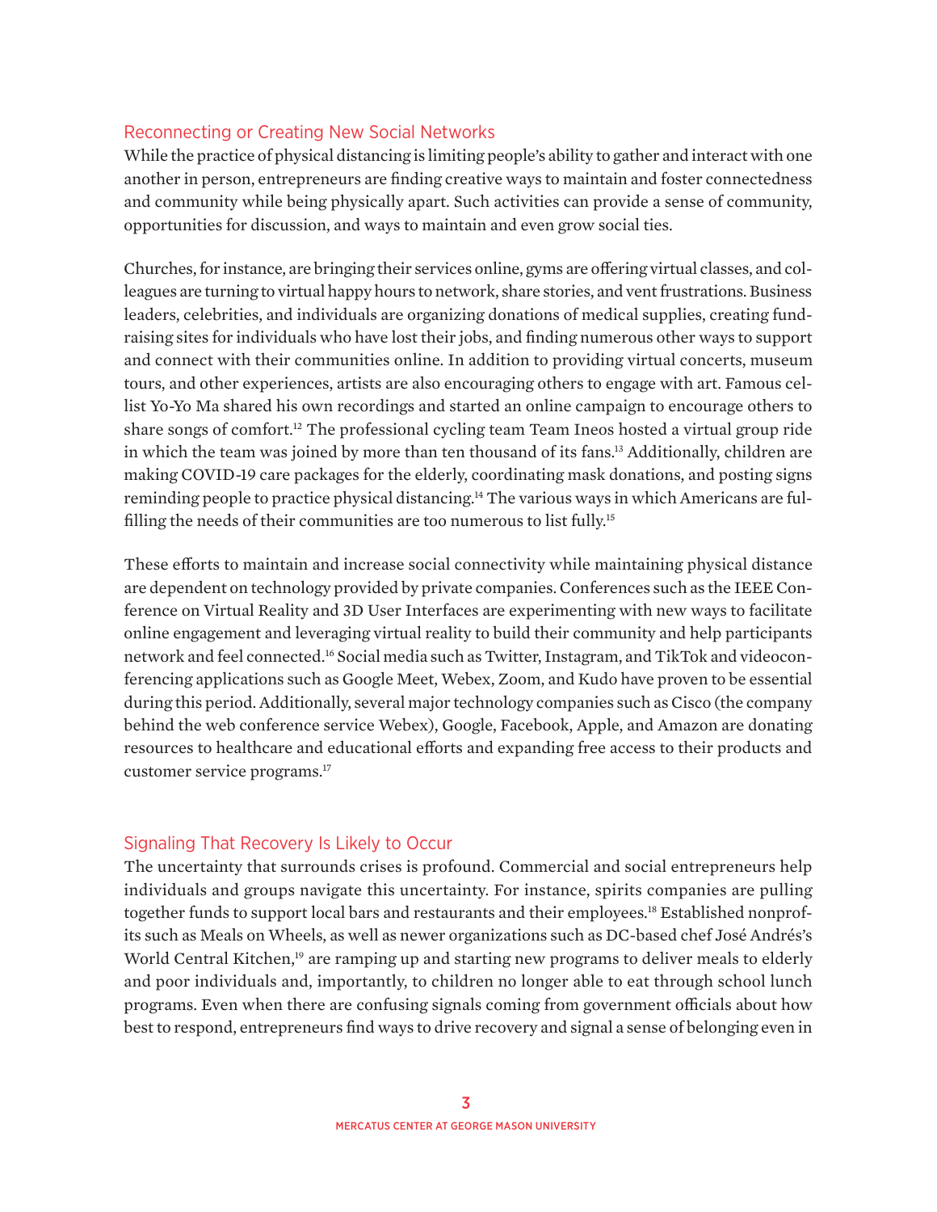## Reconnecting or Creating New Social Networks

While the practice of physical distancing is limiting people's ability to gather and interact with one another in person, entrepreneurs are finding creative ways to maintain and foster connectedness and community while being physically apart. Such activities can provide a sense of community, opportunities for discussion, and ways to maintain and even grow social ties.

Churches, for instance, are bringing their services online, gyms are offering virtual classes, and colleagues are turning to virtual happy hours to network, share stories, and vent frustrations. Business leaders, celebrities, and individuals are organizing donations of medical supplies, creating fundraising sites for individuals who have lost their jobs, and finding numerous other ways to support and connect with their communities online. In addition to providing virtual concerts, museum tours, and other experiences, artists are also encouraging others to engage with art. Famous cellist Yo-Yo Ma shared his own recordings and started an online campaign to encourage others to share songs of comfort.[12] The professional cycling team Team Ineos hosted a virtual group ride in which the team was joined by more than ten thousand of its fans.[13] Additionally, children are making COVID-19 care packages for the elderly, coordinating mask donations, and posting signs reminding people to practice physical distancing.[14] The various ways in which Americans are fulfilling the needs of their communities are too numerous to list fully.[15]

These efforts to maintain and increase social connectivity while maintaining physical distance are dependent on technology provided by private companies. Conferences such as the IEEE Conference on Virtual Reality and 3D User Interfaces are experimenting with new ways to facilitate online engagement and leveraging virtual reality to build their community and help participants network and feel connected.[16] Social media such as Twitter, Instagram, and TikTok and videoconferencing applications such as Google Meet, Webex, Zoom, and Kudo have proven to be essential during this period. Additionally, several major technology companies such as Cisco (the company behind the web conference service Webex), Google, Facebook, Apple, and Amazon are donating resources to healthcare and educational efforts and expanding free access to their products and customer service programs.[17]

## Signaling That Recovery Is Likely to Occur

The uncertainty that surrounds crises is profound. Commercial and social entrepreneurs help individuals and groups navigate this uncertainty. For instance, spirits companies are pulling together funds to support local bars and restaurants and their employees.[18] Established nonprofits such as Meals on Wheels, as well as newer organizations such as DC-based chef José Andrés's World Central Kitchen,[19] are ramping up and starting new programs to deliver meals to elderly and poor individuals and, importantly, to children no longer able to eat through school lunch programs. Even when there are confusing signals coming from government officials about how best to respond, entrepreneurs find ways to drive recovery and signal a sense of belonging even in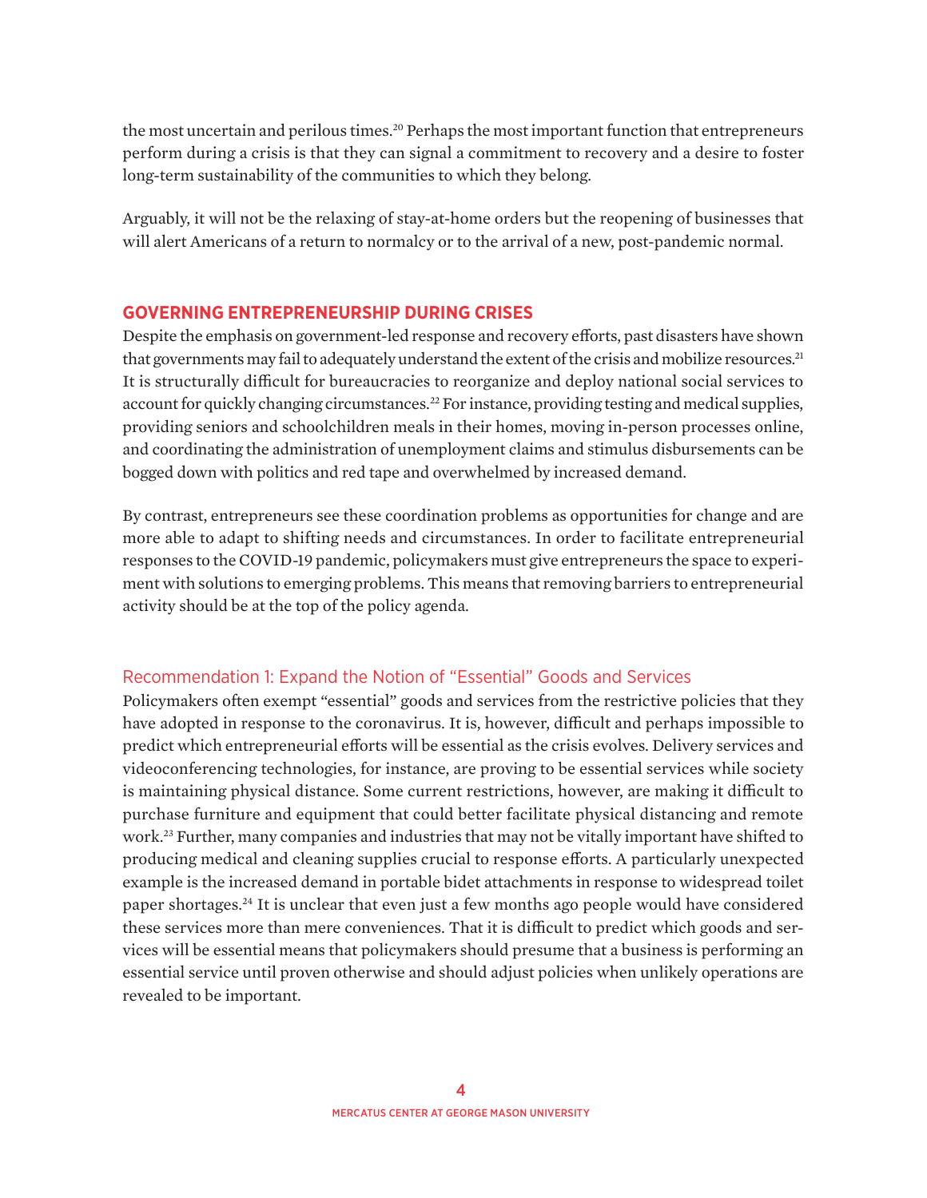the most uncertain and perilous times.[20] Perhaps the most important function that entrepreneurs perform during a crisis is that they can signal a commitment to recovery and a desire to foster long-term sustainability of the communities to which they belong.

Arguably, it will not be the relaxing of stay-at-home orders but the reopening of businesses that will alert Americans of a return to normalcy or to the arrival of a new, post-pandemic normal.

## GOVERNING ENTREPRENEURSHIP DURING CRISES

Despite the emphasis on government-led response and recovery efforts, past disasters have shown that governments may fail to adequately understand the extent of the crisis and mobilize resources.[21] It is structurally difficult for bureaucracies to reorganize and deploy national social services to account for quickly changing circumstances.[22] For instance, providing testing and medical supplies, providing seniors and schoolchildren meals in their homes, moving in-person processes online, and coordinating the administration of unemployment claims and stimulus disbursements can be bogged down with politics and red tape and overwhelmed by increased demand.

By contrast, entrepreneurs see these coordination problems as opportunities for change and are more able to adapt to shifting needs and circumstances. In order to facilitate entrepreneurial responses to the COVID-19 pandemic, policymakers must give entrepreneurs the space to experiment with solutions to emerging problems. This means that removing barriers to entrepreneurial activity should be at the top of the policy agenda.

### Recommendation 1: Expand the Notion of "Essential" Goods and Services

Policymakers often exempt "essential" goods and services from the restrictive policies that they have adopted in response to the coronavirus. It is, however, difficult and perhaps impossible to predict which entrepreneurial efforts will be essential as the crisis evolves. Delivery services and videoconferencing technologies, for instance, are proving to be essential services while society is maintaining physical distance. Some current restrictions, however, are making it difficult to purchase furniture and equipment that could better facilitate physical distancing and remote work.[23] Further, many companies and industries that may not be vitally important have shifted to producing medical and cleaning supplies crucial to response efforts. A particularly unexpected example is the increased demand in portable bidet attachments in response to widespread toilet paper shortages.[24] It is unclear that even just a few months ago people would have considered these services more than mere conveniences. That it is difficult to predict which goods and services will be essential means that policymakers should presume that a business is performing an essential service until proven otherwise and should adjust policies when unlikely operations are revealed to be important.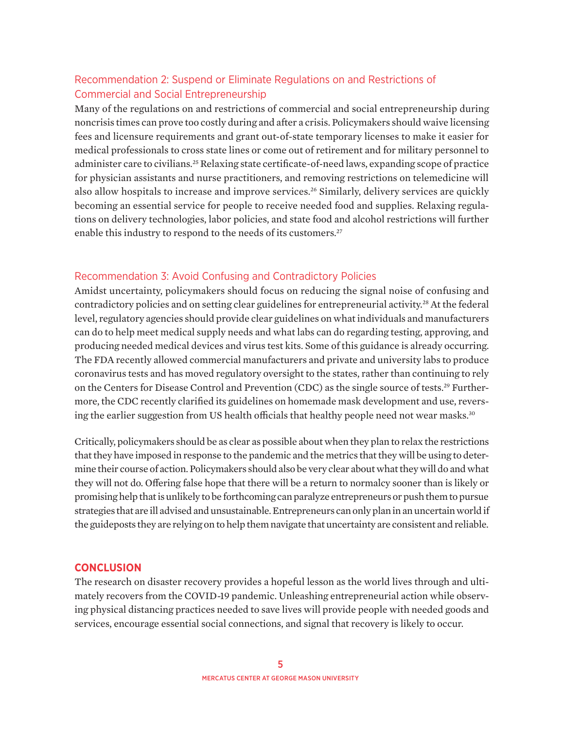### Recommendation 2: Suspend or Eliminate Regulations on and Restrictions of Commercial and Social Entrepreneurship

Many of the regulations on and restrictions of commercial and social entrepreneurship during noncrisis times can prove too costly during and after a crisis. Policymakers should waive licensing fees and licensure requirements and grant out-of-state temporary licenses to make it easier for medical professionals to cross state lines or come out of retirement and for military personnel to administer care to civilians.[25] Relaxing state certificate-of-need laws, expanding scope of practice for physician assistants and nurse practitioners, and removing restrictions on telemedicine will also allow hospitals to increase and improve services.[26] Similarly, delivery services are quickly becoming an essential service for people to receive needed food and supplies. Relaxing regulations on delivery technologies, labor policies, and state food and alcohol restrictions will further enable this industry to respond to the needs of its customers.[27]

### Recommendation 3: Avoid Confusing and Contradictory Policies

Amidst uncertainty, policymakers should focus on reducing the signal noise of confusing and contradictory policies and on setting clear guidelines for entrepreneurial activity.[28] At the federal level, regulatory agencies should provide clear guidelines on what individuals and manufacturers can do to help meet medical supply needs and what labs can do regarding testing, approving, and producing needed medical devices and virus test kits. Some of this guidance is already occurring. The FDA recently allowed commercial manufacturers and private and university labs to produce coronavirus tests and has moved regulatory oversight to the states, rather than continuing to rely on the Centers for Disease Control and Prevention (CDC) as the single source of tests.[29] Furthermore, the CDC recently clarified its guidelines on homemade mask development and use, reversing the earlier suggestion from US health officials that healthy people need not wear masks.[30]

Critically, policymakers should be as clear as possible about when they plan to relax the restrictions that they have imposed in response to the pandemic and the metrics that they will be using to determine their course of action. Policymakers should also be very clear about what they will do and what they will not do. Offering false hope that there will be a return to normalcy sooner than is likely or promising help that is unlikely to be forthcoming can paralyze entrepreneurs or push them to pursue strategies that are ill advised and unsustainable. Entrepreneurs can only plan in an uncertain world if the guideposts they are relying on to help them navigate that uncertainty are consistent and reliable.

## CONCLUSION

The research on disaster recovery provides a hopeful lesson as the world lives through and ultimately recovers from the COVID-19 pandemic. Unleashing entrepreneurial action while observing physical distancing practices needed to save lives will provide people with needed goods and services, encourage essential social connections, and signal that recovery is likely to occur.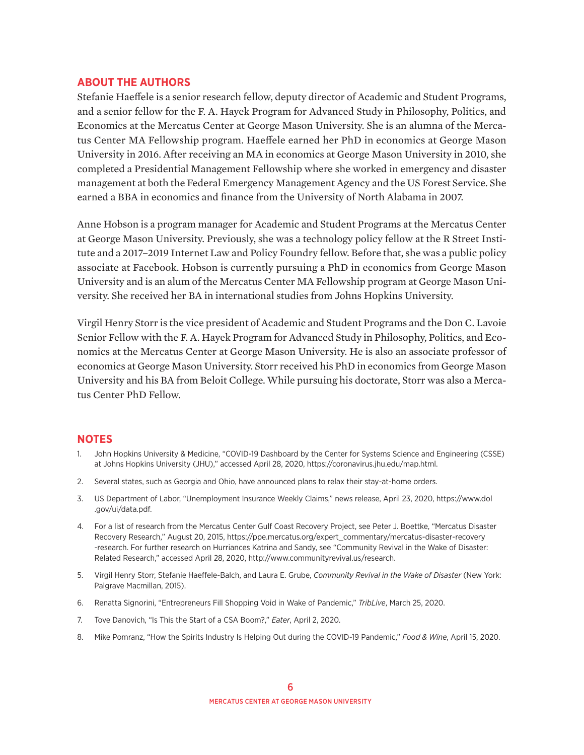## ABOUT THE AUTHORS

Stefanie Haeffele is a senior research fellow, deputy director of Academic and Student Programs, and a senior fellow for the F. A. Hayek Program for Advanced Study in Philosophy, Politics, and Economics at the Mercatus Center at George Mason University. She is an alumna of the Mercatus Center MA Fellowship program. Haeffele earned her PhD in economics at George Mason University in 2016. After receiving an MA in economics at George Mason University in 2010, she completed a Presidential Management Fellowship where she worked in emergency and disaster management at both the Federal Emergency Management Agency and the US Forest Service. She earned a BBA in economics and finance from the University of North Alabama in 2007.

Anne Hobson is a program manager for Academic and Student Programs at the Mercatus Center at George Mason University. Previously, she was a technology policy fellow at the R Street Institute and a 2017–2019 Internet Law and Policy Foundry fellow. Before that, she was a public policy associate at Facebook. Hobson is currently pursuing a PhD in economics from George Mason University and is an alum of the Mercatus Center MA Fellowship program at George Mason University. She received her BA in international studies from Johns Hopkins University.

Virgil Henry Storr is the vice president of Academic and Student Programs and the Don C. Lavoie Senior Fellow with the F. A. Hayek Program for Advanced Study in Philosophy, Politics, and Economics at the Mercatus Center at George Mason University. He is also an associate professor of economics at George Mason University. Storr received his PhD in economics from George Mason University and his BA from Beloit College. While pursuing his doctorate, Storr was also a Mercatus Center PhD Fellow.

## NOTES

1. John Hopkins University & Medicine, "COVID-19 Dashboard by the Center for Systems Science and Engineering (CSSE) at Johns Hopkins University (JHU)," accessed April 28, 2020, https://coronavirus.jhu.edu/map.html.
2. Several states, such as Georgia and Ohio, have announced plans to relax their stay-at-home orders.
3. US Department of Labor, "Unemployment Insurance Weekly Claims," news release, April 23, 2020, https://www.dol.gov/ui/data.pdf.
4. For a list of research from the Mercatus Center Gulf Coast Recovery Project, see Peter J. Boettke, "Mercatus Disaster Recovery Research," August 20, 2015, https://ppe.mercatus.org/expert_commentary/mercatus-disaster-recovery-research. For further research on Hurriances Katrina and Sandy, see "Community Revival in the Wake of Disaster: Related Research," accessed April 28, 2020, http://www.communityrevival.us/research.
5. Virgil Henry Storr, Stefanie Haeffele-Balch, and Laura E. Grube, *Community Revival in the Wake of Disaster* (New York: Palgrave Macmillan, 2015).
6. Renatta Signorini, "Entrepreneurs Fill Shopping Void in Wake of Pandemic," *TribLive*, March 25, 2020.
7. Tove Danovich, "Is This the Start of a CSA Boom?," *Eater*, April 2, 2020.
8. Mike Pomranz, "How the Spirits Industry Is Helping Out during the COVID-19 Pandemic," *Food & Wine*, April 15, 2020.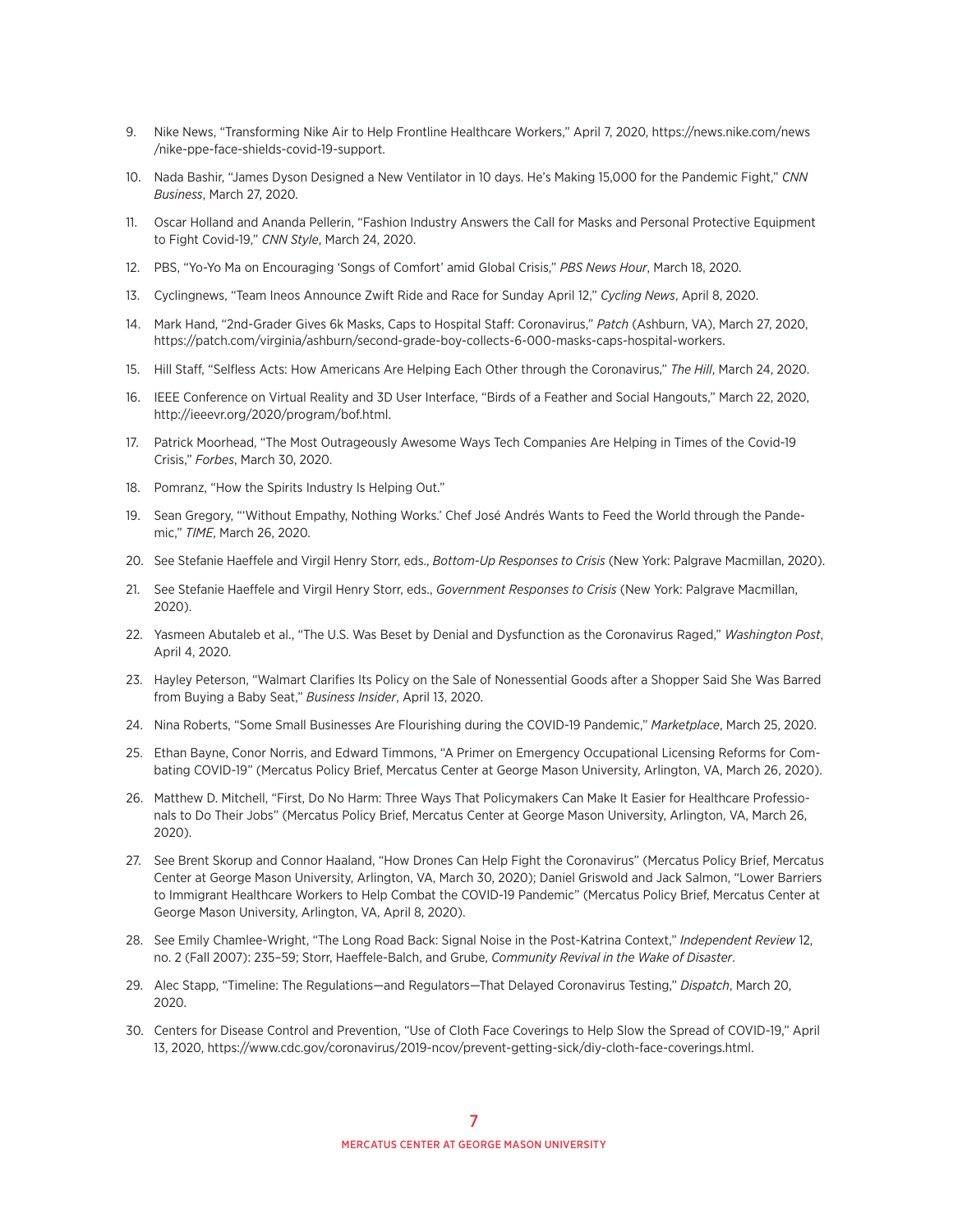9. Nike News, "Transforming Nike Air to Help Frontline Healthcare Workers," April 7, 2020, https://news.nike.com/news/nike-ppe-face-shields-covid-19-support.
10. Nada Bashir, "James Dyson Designed a New Ventilator in 10 days. He's Making 15,000 for the Pandemic Fight," *CNN Business*, March 27, 2020.
11. Oscar Holland and Ananda Pellerin, "Fashion Industry Answers the Call for Masks and Personal Protective Equipment to Fight Covid-19," *CNN Style*, March 24, 2020.
12. PBS, "Yo-Yo Ma on Encouraging 'Songs of Comfort' amid Global Crisis," *PBS News Hour*, March 18, 2020.
13. Cyclingnews, "Team Ineos Announce Zwift Ride and Race for Sunday April 12," *Cycling News*, April 8, 2020.
14. Mark Hand, "2nd-Grader Gives 6k Masks, Caps to Hospital Staff: Coronavirus," *Patch* (Ashburn, VA), March 27, 2020, https://patch.com/virginia/ashburn/second-grade-boy-collects-6-000-masks-caps-hospital-workers.
15. Hill Staff, "Selfless Acts: How Americans Are Helping Each Other through the Coronavirus," *The Hill*, March 24, 2020.
16. IEEE Conference on Virtual Reality and 3D User Interface, "Birds of a Feather and Social Hangouts," March 22, 2020, http://ieeevr.org/2020/program/bof.html.
17. Patrick Moorhead, "The Most Outrageously Awesome Ways Tech Companies Are Helping in Times of the Covid-19 Crisis," *Forbes*, March 30, 2020.
18. Pomranz, "How the Spirits Industry Is Helping Out."
19. Sean Gregory, "'Without Empathy, Nothing Works.' Chef José Andrés Wants to Feed the World through the Pandemic," *TIME*, March 26, 2020.
20. See Stefanie Haeffele and Virgil Henry Storr, eds., *Bottom-Up Responses to Crisis* (New York: Palgrave Macmillan, 2020).
21. See Stefanie Haeffele and Virgil Henry Storr, eds., *Government Responses to Crisis* (New York: Palgrave Macmillan, 2020).
22. Yasmeen Abutaleb et al., "The U.S. Was Beset by Denial and Dysfunction as the Coronavirus Raged," *Washington Post*, April 4, 2020.
23. Hayley Peterson, "Walmart Clarifies Its Policy on the Sale of Nonessential Goods after a Shopper Said She Was Barred from Buying a Baby Seat," *Business Insider*, April 13, 2020.
24. Nina Roberts, "Some Small Businesses Are Flourishing during the COVID-19 Pandemic," *Marketplace*, March 25, 2020.
25. Ethan Bayne, Conor Norris, and Edward Timmons, "A Primer on Emergency Occupational Licensing Reforms for Combating COVID-19" (Mercatus Policy Brief, Mercatus Center at George Mason University, Arlington, VA, March 26, 2020).
26. Matthew D. Mitchell, "First, Do No Harm: Three Ways That Policymakers Can Make It Easier for Healthcare Professionals to Do Their Jobs" (Mercatus Policy Brief, Mercatus Center at George Mason University, Arlington, VA, March 26, 2020).
27. See Brent Skorup and Connor Haaland, "How Drones Can Help Fight the Coronavirus" (Mercatus Policy Brief, Mercatus Center at George Mason University, Arlington, VA, March 30, 2020); Daniel Griswold and Jack Salmon, "Lower Barriers to Immigrant Healthcare Workers to Help Combat the COVID-19 Pandemic" (Mercatus Policy Brief, Mercatus Center at George Mason University, Arlington, VA, April 8, 2020).
28. See Emily Chamlee-Wright, "The Long Road Back: Signal Noise in the Post-Katrina Context," *Independent Review* 12, no. 2 (Fall 2007): 235–59; Storr, Haeffele-Balch, and Grube, *Community Revival in the Wake of Disaster*.
29. Alec Stapp, "Timeline: The Regulations—and Regulators—That Delayed Coronavirus Testing," *Dispatch*, March 20, 2020.
30. Centers for Disease Control and Prevention, "Use of Cloth Face Coverings to Help Slow the Spread of COVID-19," April 13, 2020, https://www.cdc.gov/coronavirus/2019-ncov/prevent-getting-sick/diy-cloth-face-coverings.html.